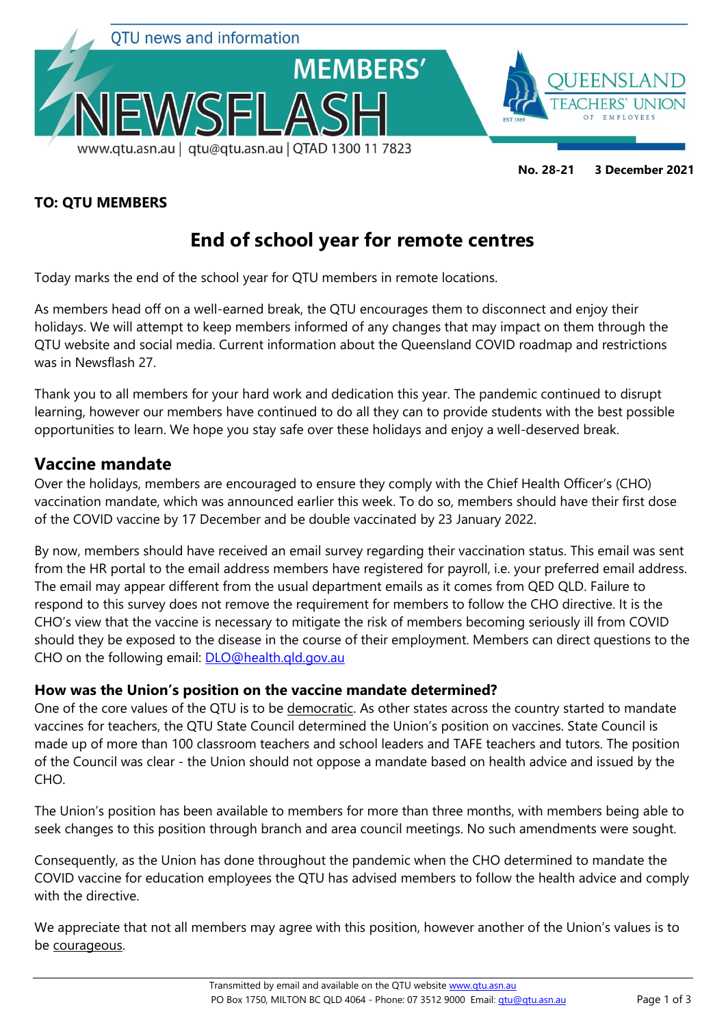QTU news and information

# MEMBERS' NEWSFLASH

www.qtu.asn.au | qtu@qtu.asn.au | QTAD 1300 11 7823

QUEENSLAND TEACHERS' UNION OF EMPLOYEES

**No. 28-21 3 December 2021**

**TO: QTU MEMBERS**

# End of school year for remote centres

Today marks the end of the school year for QTU members in remote locations.

As members head off on a well-earned break, the QTU encourages them to disconnect and enjoy their holidays. We will attempt to keep members informed of any changes that may impact on them through the QTU website and social media. Current information about the Queensland COVID roadmap and restrictions was in Newsflash 27.

Thank you to all members for your hard work and dedication this year. The pandemic continued to disrupt learning, however our members have continued to do all they can to provide students with the best possible opportunities to learn. We hope you stay safe over these holidays and enjoy a well-deserved break.

## Vaccine mandate

Over the holidays, members are encouraged to ensure they comply with the Chief Health Officer's (CHO) vaccination mandate, which was announced earlier this week. To do so, members should have their first dose of the COVID vaccine by 17 December and be double vaccinated by 23 January 2022.

By now, members should have received an email survey regarding their vaccination status. This email was sent from the HR portal to the email address members have registered for payroll, i.e. your preferred email address. The email may appear different from the usual department emails as it comes from QED QLD. Failure to respond to this survey does not remove the requirement for members to follow the CHO directive. It is the CHO's view that the vaccine is necessary to mitigate the risk of members becoming seriously ill from COVID should they be exposed to the disease in the course of their employment. Members can direct questions to the CHO on the following email: DLO@health.qld.gov.au

### How was the Union's position on the vaccine mandate determined?

One of the core values of the QTU is to be democratic. As other states across the country started to mandate vaccines for teachers, the QTU State Council determined the Union's position on vaccines. State Council is made up of more than 100 classroom teachers and school leaders and TAFE teachers and tutors. The position of the Council was clear - the Union should not oppose a mandate based on health advice and issued by the CHO.

The Union's position has been available to members for more than three months, with members being able to seek changes to this position through branch and area council meetings. No such amendments were sought.

Consequently, as the Union has done throughout the pandemic when the CHO determined to mandate the COVID vaccine for education employees the QTU has advised members to follow the health advice and comply with the directive.

We appreciate that not all members may agree with this position, however another of the Union's values is to be courageous.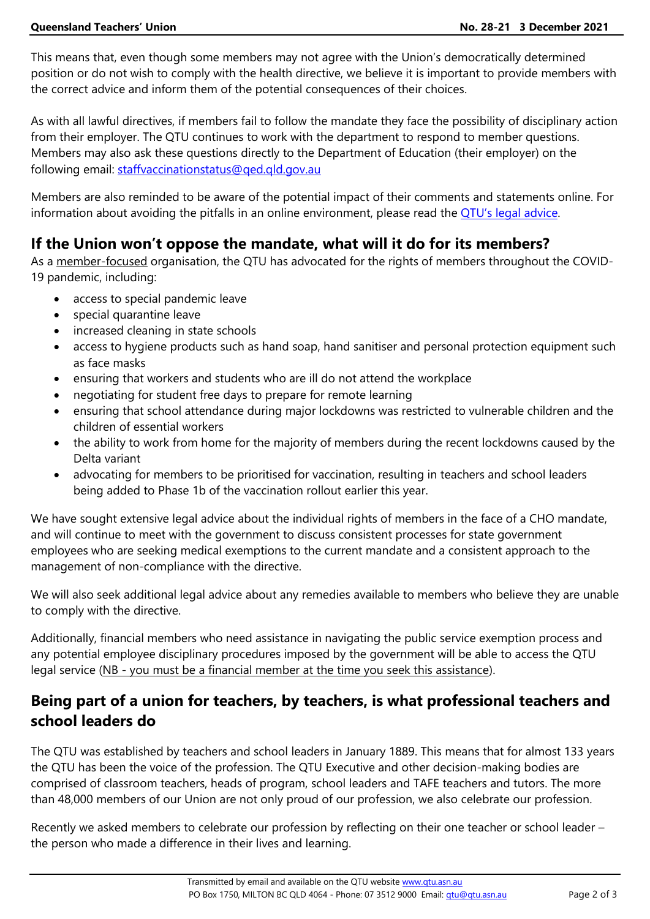This means that, even though some members may not agree with the Union's democratically determined position or do not wish to comply with the health directive, we believe it is important to provide members with the correct advice and inform them of the potential consequences of their choices.

As with all lawful directives, if members fail to follow the mandate they face the possibility of disciplinary action from their employer. The QTU continues to work with the department to respond to member questions. Members may also ask these questions directly to the Department of Education (their employer) on the following email: staffvaccinationstatus@qed.qld.gov.au

Members are also reminded to be aware of the potential impact of their comments and statements online. For information about avoiding the pitfalls in an online environment, please read the QTU's legal advice.

## If the Union won't oppose the mandate, what will it do for its members?

As a member-focused organisation, the QTU has advocated for the rights of members throughout the COVID-19 pandemic, including:

- access to special pandemic leave
- special quarantine leave
- increased cleaning in state schools
- access to hygiene products such as hand soap, hand sanitiser and personal protection equipment such as face masks
- ensuring that workers and students who are ill do not attend the workplace
- negotiating for student free days to prepare for remote learning
- ensuring that school attendance during major lockdowns was restricted to vulnerable children and the children of essential workers
- the ability to work from home for the majority of members during the recent lockdowns caused by the Delta variant
- advocating for members to be prioritised for vaccination, resulting in teachers and school leaders being added to Phase 1b of the vaccination rollout earlier this year.

We have sought extensive legal advice about the individual rights of members in the face of a CHO mandate, and will continue to meet with the government to discuss consistent processes for state government employees who are seeking medical exemptions to the current mandate and a consistent approach to the management of non-compliance with the directive.

We will also seek additional legal advice about any remedies available to members who believe they are unable to comply with the directive.

Additionally, financial members who need assistance in navigating the public service exemption process and any potential employee disciplinary procedures imposed by the government will be able to access the QTU legal service (NB - you must be a financial member at the time you seek this assistance).

## Being part of a union for teachers, by teachers, is what professional teachers and school leaders do

The QTU was established by teachers and school leaders in January 1889. This means that for almost 133 years the QTU has been the voice of the profession. The QTU Executive and other decision-making bodies are comprised of classroom teachers, heads of program, school leaders and TAFE teachers and tutors. The more than 48,000 members of our Union are not only proud of our profession, we also celebrate our profession.

Recently we asked members to celebrate our profession by reflecting on their one teacher or school leader – the person who made a difference in their lives and learning.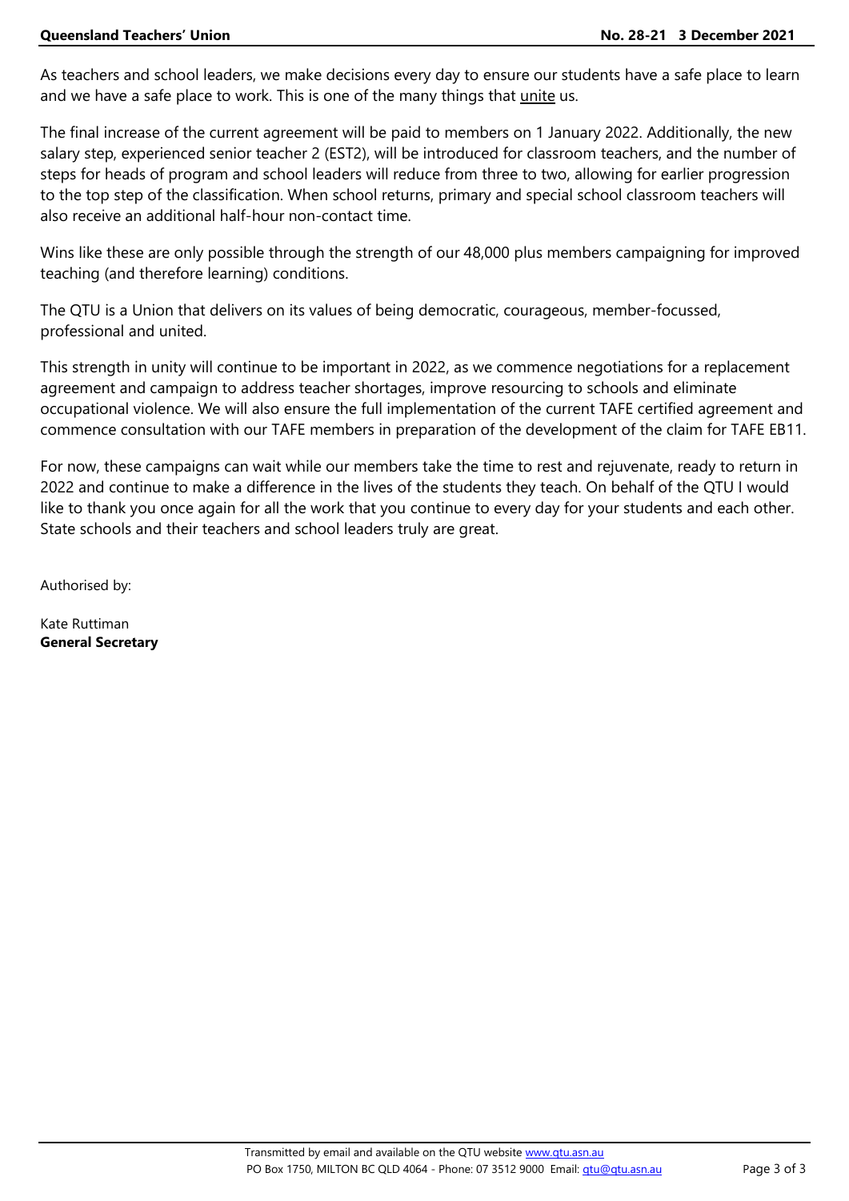As teachers and school leaders, we make decisions every day to ensure our students have a safe place to learn and we have a safe place to work. This is one of the many things that unite us.

The final increase of the current agreement will be paid to members on 1 January 2022. Additionally, the new salary step, experienced senior teacher 2 (EST2), will be introduced for classroom teachers, and the number of steps for heads of program and school leaders will reduce from three to two, allowing for earlier progression to the top step of the classification. When school returns, primary and special school classroom teachers will also receive an additional half-hour non-contact time.

Wins like these are only possible through the strength of our 48,000 plus members campaigning for improved teaching (and therefore learning) conditions.

The QTU is a Union that delivers on its values of being democratic, courageous, member-focussed, professional and united.

This strength in unity will continue to be important in 2022, as we commence negotiations for a replacement agreement and campaign to address teacher shortages, improve resourcing to schools and eliminate occupational violence. We will also ensure the full implementation of the current TAFE certified agreement and commence consultation with our TAFE members in preparation of the development of the claim for TAFE EB11.

For now, these campaigns can wait while our members take the time to rest and rejuvenate, ready to return in 2022 and continue to make a difference in the lives of the students they teach. On behalf of the QTU I would like to thank you once again for all the work that you continue to every day for your students and each other. State schools and their teachers and school leaders truly are great.

Authorised by:

Kate Ruttiman
**General Secretary**